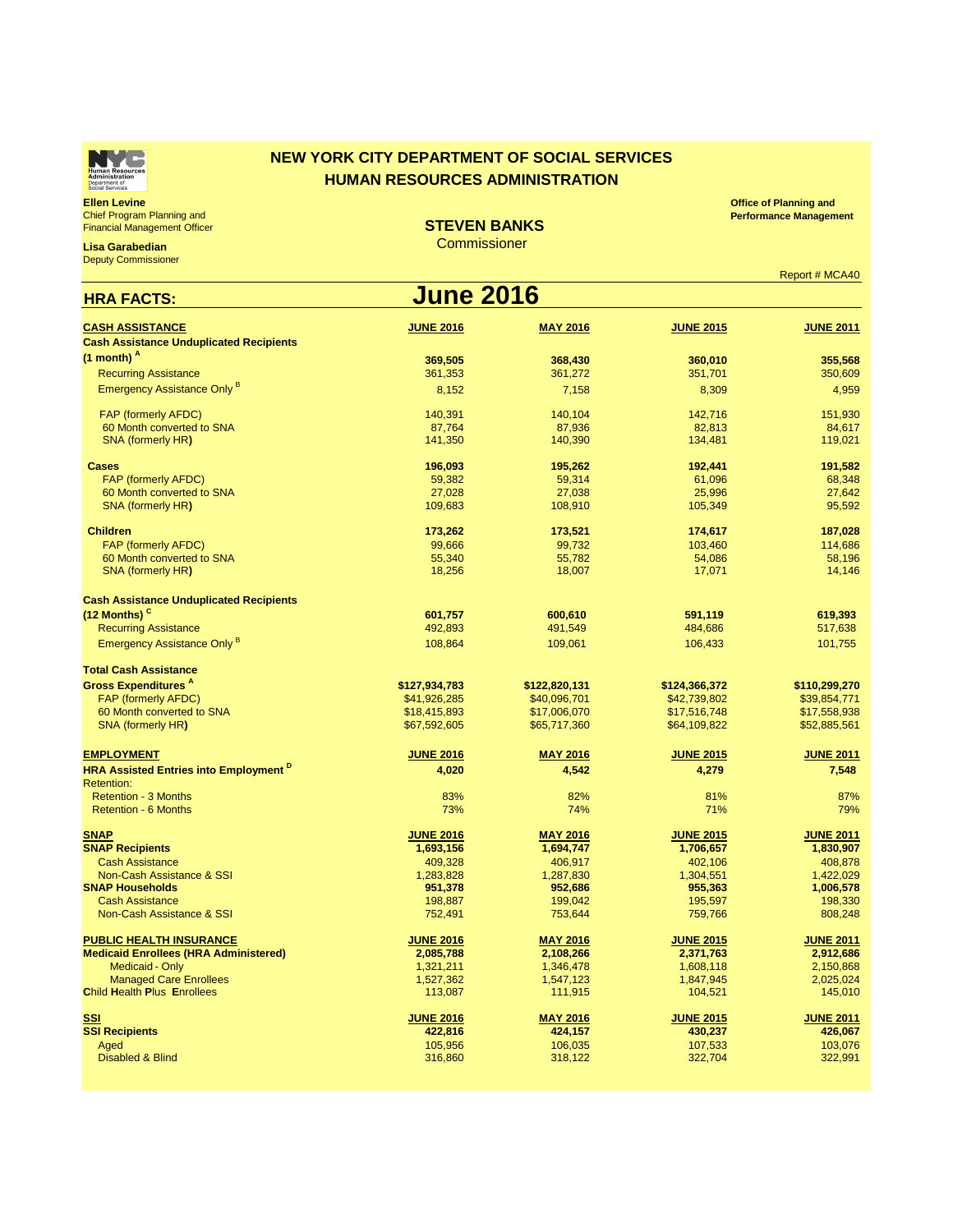# NEW YORK CITY DEPARTMENT OF SOCIAL SERVICES
## HUMAN RESOURCES ADMINISTRATION

**Ellen Levine**
Chief Program Planning and
Financial Management Officer

**Lisa Garabedian**
Deputy Commissioner

**STEVEN BANKS**
Commissioner

**Office of Planning and Performance Management**

Report # MCA40

## HRA FACTS: June 2016

| CASH ASSISTANCE | JUNE 2016 | MAY 2016 | JUNE 2015 | JUNE 2011 |
|---|---|---|---|---|
| **Cash Assistance Unduplicated Recipients (1 month) [A]** | **369,505** | **368,430** | **360,010** | **355,568** |
| Recurring Assistance | 361,353 | 361,272 | 351,701 | 350,609 |
| Emergency Assistance Only [B] | 8,152 | 7,158 | 8,309 | 4,959 |
| FAP (formerly AFDC) | 140,391 | 140,104 | 142,716 | 151,930 |
| 60 Month converted to SNA | 87,764 | 87,936 | 82,813 | 84,617 |
| SNA (formerly HR) | 141,350 | 140,390 | 134,481 | 119,021 |
| **Cases** | **196,093** | **195,262** | **192,441** | **191,582** |
| FAP (formerly AFDC) | 59,382 | 59,314 | 61,096 | 68,348 |
| 60 Month converted to SNA | 27,028 | 27,038 | 25,996 | 27,642 |
| SNA (formerly HR) | 109,683 | 108,910 | 105,349 | 95,592 |
| **Children** | **173,262** | **173,521** | **174,617** | **187,028** |
| FAP (formerly AFDC) | 99,666 | 99,732 | 103,460 | 114,686 |
| 60 Month converted to SNA | 55,340 | 55,782 | 54,086 | 58,196 |
| SNA (formerly HR) | 18,256 | 18,007 | 17,071 | 14,146 |
| **Cash Assistance Unduplicated Recipients (12 Months) [C]** | **601,757** | **600,610** | **591,119** | **619,393** |
| Recurring Assistance | 492,893 | 491,549 | 484,686 | 517,638 |
| Emergency Assistance Only [B] | 108,864 | 109,061 | 106,433 | 101,755 |
| **Total Cash Assistance Gross Expenditures [A]** | **$127,934,783** | **$122,820,131** | **$124,366,372** | **$110,299,270** |
| FAP (formerly AFDC) | $41,926,285 | $40,096,701 | $42,739,802 | $39,854,771 |
| 60 Month converted to SNA | $18,415,893 | $17,006,070 | $17,516,748 | $17,558,938 |
| SNA (formerly HR) | $67,592,605 | $65,717,360 | $64,109,822 | $52,885,561 |

| EMPLOYMENT | JUNE 2016 | MAY 2016 | JUNE 2015 | JUNE 2011 |
|---|---|---|---|---|
| **HRA Assisted Entries into Employment [D]** | **4,020** | **4,542** | **4,279** | **7,548** |
| Retention: | | | | |
| Retention - 3 Months | 83% | 82% | 81% | 87% |
| Retention - 6 Months | 73% | 74% | 71% | 79% |

| SNAP | JUNE 2016 | MAY 2016 | JUNE 2015 | JUNE 2011 |
|---|---|---|---|---|
| **SNAP Recipients** | **1,693,156** | **1,694,747** | **1,706,657** | **1,830,907** |
| Cash Assistance | 409,328 | 406,917 | 402,106 | 408,878 |
| Non-Cash Assistance & SSI | 1,283,828 | 1,287,830 | 1,304,551 | 1,422,029 |
| **SNAP Households** | **951,378** | **952,686** | **955,363** | **1,006,578** |
| Cash Assistance | 198,887 | 199,042 | 195,597 | 198,330 |
| Non-Cash Assistance & SSI | 752,491 | 753,644 | 759,766 | 808,248 |

| PUBLIC HEALTH INSURANCE | JUNE 2016 | MAY 2016 | JUNE 2015 | JUNE 2011 |
|---|---|---|---|---|
| **Medicaid Enrollees (HRA Administered)** | **2,085,788** | **2,108,266** | **2,371,763** | **2,912,686** |
| Medicaid - Only | 1,321,211 | 1,346,478 | 1,608,118 | 2,150,868 |
| Managed Care Enrollees | 1,527,362 | 1,547,123 | 1,847,945 | 2,025,024 |
| **C**hild **H**ealth **P**lus **E**nrollees | 113,087 | 111,915 | 104,521 | 145,010 |

| SSI | JUNE 2016 | MAY 2016 | JUNE 2015 | JUNE 2011 |
|---|---|---|---|---|
| **SSI Recipients** | **422,816** | **424,157** | **430,237** | **426,067** |
| Aged | 105,956 | 106,035 | 107,533 | 103,076 |
| Disabled & Blind | 316,860 | 318,122 | 322,704 | 322,991 |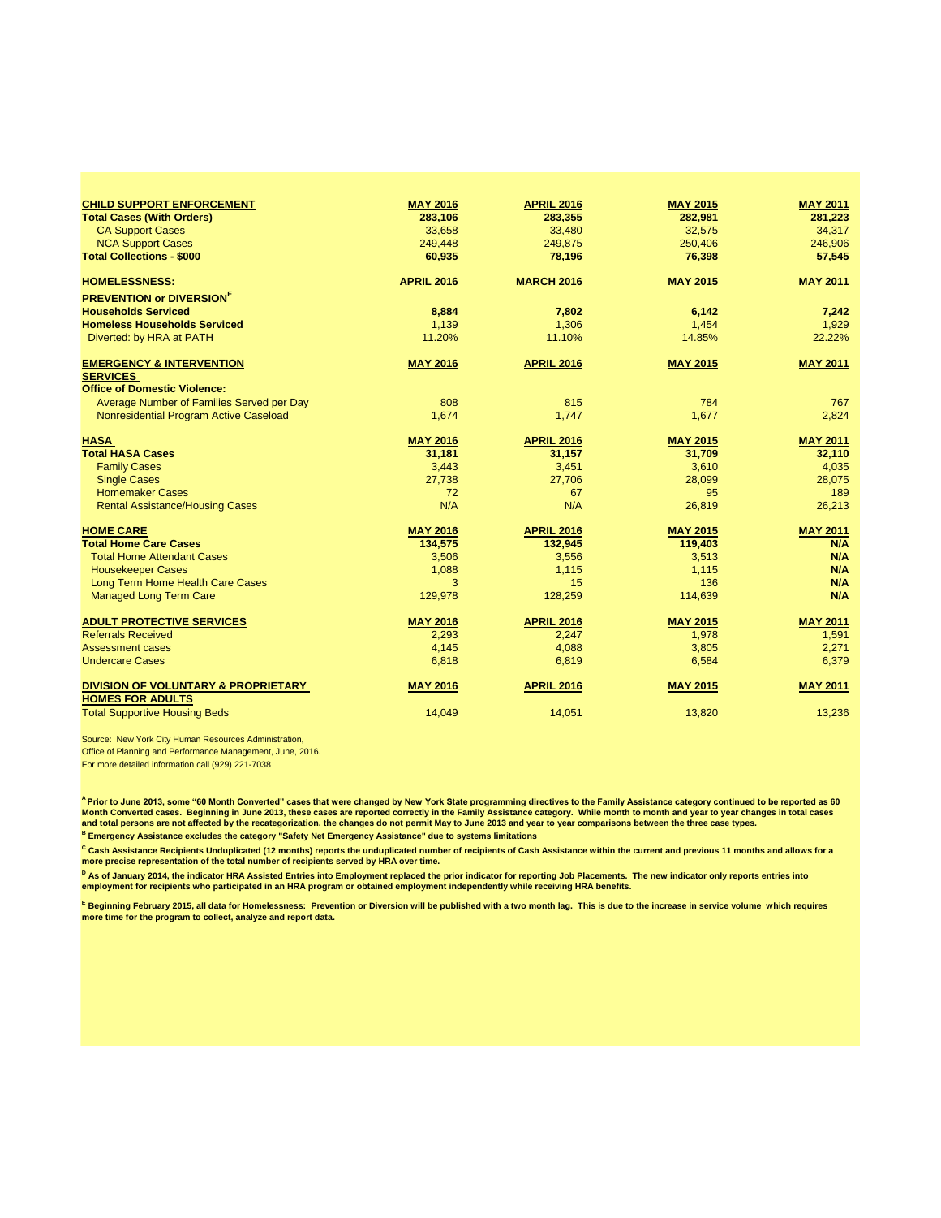| | | | | |
|---|---|---|---|---|
| **CHILD SUPPORT ENFORCEMENT** | **MAY 2016** | **APRIL 2016** | **MAY 2015** | **MAY 2011** |
| **Total Cases (With Orders)** | **283,106** | **283,355** | **282,981** | **281,223** |
| CA Support Cases | 33,658 | 33,480 | 32,575 | 34,317 |
| NCA Support Cases | 249,448 | 249,875 | 250,406 | 246,906 |
| **Total Collections - $000** | **60,935** | **78,196** | **76,398** | **57,545** |
| **HOMELESSNESS:** | **APRIL 2016** | **MARCH 2016** | **MAY 2015** | **MAY 2011** |
| **PREVENTION or DIVERSION[E]** | | | | |
| **Households Serviced** | **8,884** | **7,802** | **6,142** | **7,242** |
| **Homeless Households Serviced** | 1,139 | 1,306 | 1,454 | 1,929 |
| Diverted: by HRA at PATH | 11.20% | 11.10% | 14.85% | 22.22% |
| **EMERGENCY & INTERVENTION SERVICES** | **MAY 2016** | **APRIL 2016** | **MAY 2015** | **MAY 2011** |
| **Office of Domestic Violence:** | | | | |
| Average Number of Families Served per Day | 808 | 815 | 784 | 767 |
| Nonresidential Program Active Caseload | 1,674 | 1,747 | 1,677 | 2,824 |
| **HASA** | **MAY 2016** | **APRIL 2016** | **MAY 2015** | **MAY 2011** |
| **Total HASA Cases** | **31,181** | **31,157** | **31,709** | **32,110** |
| Family Cases | 3,443 | 3,451 | 3,610 | 4,035 |
| Single Cases | 27,738 | 27,706 | 28,099 | 28,075 |
| Homemaker Cases | 72 | 67 | 95 | 189 |
| Rental Assistance/Housing Cases | N/A | N/A | 26,819 | 26,213 |
| **HOME CARE** | **MAY 2016** | **APRIL 2016** | **MAY 2015** | **MAY 2011** |
| **Total Home Care Cases** | **134,575** | **132,945** | **119,403** | **N/A** |
| Total Home Attendant Cases | 3,506 | 3,556 | 3,513 | **N/A** |
| Housekeeper Cases | 1,088 | 1,115 | 1,115 | **N/A** |
| Long Term Home Health Care Cases | 3 | 15 | 136 | **N/A** |
| Managed Long Term Care | 129,978 | 128,259 | 114,639 | **N/A** |
| **ADULT PROTECTIVE SERVICES** | **MAY 2016** | **APRIL 2016** | **MAY 2015** | **MAY 2011** |
| Referrals Received | 2,293 | 2,247 | 1,978 | 1,591 |
| Assessment cases | 4,145 | 4,088 | 3,805 | 2,271 |
| Undercare Cases | 6,818 | 6,819 | 6,584 | 6,379 |
| **DIVISION OF VOLUNTARY & PROPRIETARY HOMES FOR ADULTS** | **MAY 2016** | **APRIL 2016** | **MAY 2015** | **MAY 2011** |
| Total Supportive Housing Beds | 14,049 | 14,051 | 13,820 | 13,236 |

Source: New York City Human Resources Administration,
Office of Planning and Performance Management, June, 2016.
For more detailed information call (929) 221-7038

**[A] Prior to June 2013, some "60 Month Converted" cases that were changed by New York State programming directives to the Family Assistance category continued to be reported as 60 Month Converted cases. Beginning in June 2013, these cases are reported correctly in the Family Assistance category. While month to month and year to year changes in total cases and total persons are not affected by the recategorization, the changes do not permit May to June 2013 and year to year comparisons between the three case types.**

**[B] Emergency Assistance excludes the category "Safety Net Emergency Assistance" due to systems limitations**

**[C] Cash Assistance Recipients Unduplicated (12 months) reports the unduplicated number of recipients of Cash Assistance within the current and previous 11 months and allows for a more precise representation of the total number of recipients served by HRA over time.**

**[D] As of January 2014, the indicator HRA Assisted Entries into Employment replaced the prior indicator for reporting Job Placements. The new indicator only reports entries into employment for recipients who participated in an HRA program or obtained employment independently while receiving HRA benefits.**

**[E] Beginning February 2015, all data for Homelessness: Prevention or Diversion will be published with a two month lag. This is due to the increase in service volume which requires more time for the program to collect, analyze and report data.**